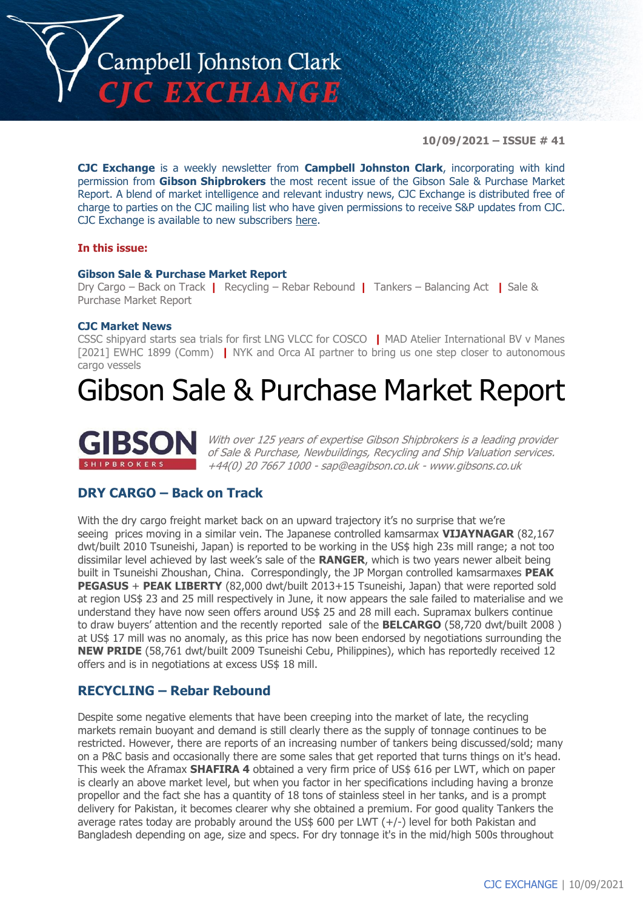# Campbell Johnston Clark CJC EXCHANGE

**10/09/2021 – ISSUE # 41**

**CJC Exchange** is a weekly newsletter from **Campbell Johnston Clark**, incorporating with kind permission from **Gibson Shipbrokers** the most recent issue of the Gibson Sale & Purchase Market Report. A blend of market intelligence and relevant industry news, CJC Exchange is distributed free of charge to parties on the CJC mailing list who have given permissions to receive S&P updates from CJC. CJC Exchange is available to new subscribers here.

**In this issue:**

**Gibson Sale & Purchase Market Report**
Dry Cargo – Back on Track | Recycling – Rebar Rebound | Tankers – Balancing Act | Sale & Purchase Market Report

**CJC Market News**
CSSC shipyard starts sea trials for first LNG VLCC for COSCO | MAD Atelier International BV v Manes [2021] EWHC 1899 (Comm) | NYK and Orca AI partner to bring us one step closer to autonomous cargo vessels

# Gibson Sale & Purchase Market Report

**GIBSON** SHIPBROKERS

*With over 125 years of expertise Gibson Shipbrokers is a leading provider of Sale & Purchase, Newbuildings, Recycling and Ship Valuation services. +44(0) 20 7667 1000 - sap@eagibson.co.uk - www.gibsons.co.uk*

## DRY CARGO – Back on Track

With the dry cargo freight market back on an upward trajectory it's no surprise that we're seeing prices moving in a similar vein. The Japanese controlled kamsarmax **VIJAYNAGAR** (82,167 dwt/built 2010 Tsuneishi, Japan) is reported to be working in the US$ high 23s mill range; a not too dissimilar level achieved by last week's sale of the **RANGER**, which is two years newer albeit being built in Tsuneishi Zhoushan, China. Correspondingly, the JP Morgan controlled kamsarmaxes **PEAK PEGASUS** + **PEAK LIBERTY** (82,000 dwt/built 2013+15 Tsuneishi, Japan) that were reported sold at region US$ 23 and 25 mill respectively in June, it now appears the sale failed to materialise and we understand they have now seen offers around US$ 25 and 28 mill each. Supramax bulkers continue to draw buyers' attention and the recently reported sale of the **BELCARGO** (58,720 dwt/built 2008 ) at US$ 17 mill was no anomaly, as this price has now been endorsed by negotiations surrounding the **NEW PRIDE** (58,761 dwt/built 2009 Tsuneishi Cebu, Philippines), which has reportedly received 12 offers and is in negotiations at excess US$ 18 mill.

## RECYCLING – Rebar Rebound

Despite some negative elements that have been creeping into the market of late, the recycling markets remain buoyant and demand is still clearly there as the supply of tonnage continues to be restricted. However, there are reports of an increasing number of tankers being discussed/sold; many on a P&C basis and occasionally there are some sales that get reported that turns things on it's head. This week the Aframax **SHAFIRA 4** obtained a very firm price of US$ 616 per LWT, which on paper is clearly an above market level, but when you factor in her specifications including having a bronze propellor and the fact she has a quantity of 18 tons of stainless steel in her tanks, and is a prompt delivery for Pakistan, it becomes clearer why she obtained a premium. For good quality Tankers the average rates today are probably around the US$ 600 per LWT (+/-) level for both Pakistan and Bangladesh depending on age, size and specs. For dry tonnage it's in the mid/high 500s throughout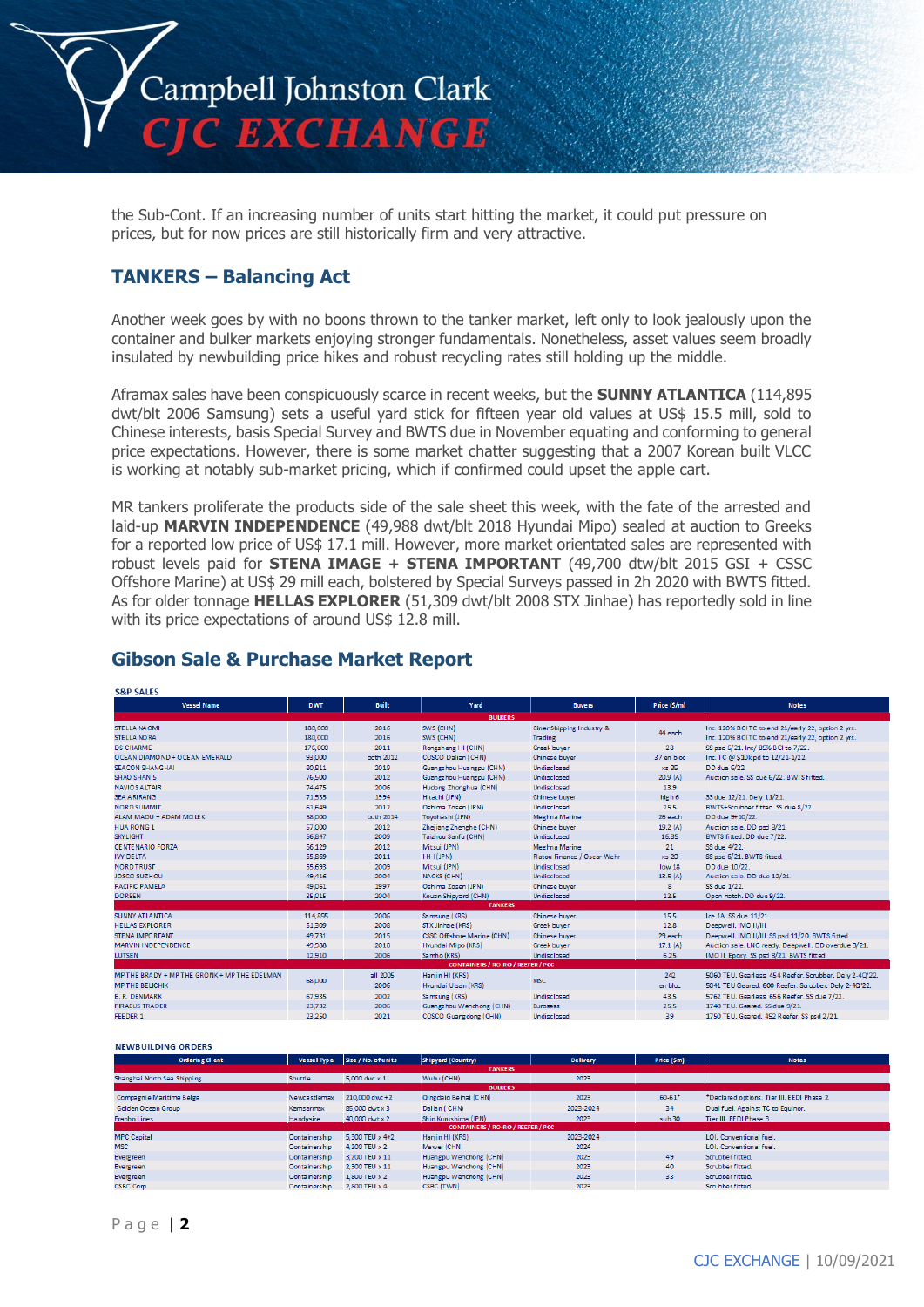the Sub-Cont. If an increasing number of units start hitting the market, it could put pressure on prices, but for now prices are still historically firm and very attractive.

## TANKERS – Balancing Act

Another week goes by with no boons thrown to the tanker market, left only to look jealously upon the container and bulker markets enjoying stronger fundamentals. Nonetheless, asset values seem broadly insulated by newbuilding price hikes and robust recycling rates still holding up the middle.

Aframax sales have been conspicuously scarce in recent weeks, but the **SUNNY ATLANTICA** (114,895 dwt/blt 2006 Samsung) sets a useful yard stick for fifteen year old values at US$ 15.5 mill, sold to Chinese interests, basis Special Survey and BWTS due in November equating and conforming to general price expectations. However, there is some market chatter suggesting that a 2007 Korean built VLCC is working at notably sub-market pricing, which if confirmed could upset the apple cart.

MR tankers proliferate the products side of the sale sheet this week, with the fate of the arrested and laid-up **MARVIN INDEPENDENCE** (49,988 dwt/blt 2018 Hyundai Mipo) sealed at auction to Greeks for a reported low price of US$ 17.1 mill. However, more market orientated sales are represented with robust levels paid for **STENA IMAGE** + **STENA IMPORTANT** (49,700 dtw/blt 2015 GSI + CSSC Offshore Marine) at US$ 29 mill each, bolstered by Special Surveys passed in 2h 2020 with BWTS fitted. As for older tonnage **HELLAS EXPLORER** (51,309 dwt/blt 2008 STX Jinhae) has reportedly sold in line with its price expectations of around US$ 12.8 mill.

## Gibson Sale & Purchase Market Report

**S&P SALES**

| Vessel Name | DWT | Built | Yard | Buyers | Price ($/m) | Notes |
|---|---|---|---|---|---|---|
| **BULKERS** | | | | | | |
| STELLA NAOMI | 180,000 | 2016 | SWS (CHN) | Ciner Shipping Industry & Trading | 44 each | Inc. 120% BCI TC to end 21/early 22, option 2 yrs. |
| STELLA NORA | 180,000 | 2016 | SWS (CHN) | | | Inc. 120% BCI TC to end 21/early 22, option 2 yrs. |
| DS CHARME | 176,000 | 2011 | Rongsheng HI (CHN) | Greek buyer | 28 | SS psd 6/21. Inc/ 89% BCI to 7/22. |
| OCEAN DIAMOND + OCEAN EMERALD | 93,000 | both 2012 | COSCO Dalian (CHN) | Chinese buyer | 37 en bloc | Inc. TC @ $10k pd to 12/21-1/22. |
| SEACON SHANGHAI | 80,811 | 2015 | Guangzhou Huangpu (CHN) | Undisclosed | xs 35 | DD due 6/22. |
| SHAO SHAN 5 | 76,500 | 2012 | Guangzhou Huangpu (CHN) | Undisclosed | 20.9 (A) | Auction sale. SS due 6/22. BWTS fitted. |
| NAVIOS ALTAIR I | 74,475 | 2006 | Hudong Zhonghua (CHN) | Undisclosed | 13.9 | |
| SEA ARIRANG | 71,535 | 1994 | Hitachi (JPN) | Chinese buyer | high 6 | SS due 12/21. Dely 11/21. |
| NORD SUMMIT | 63,649 | 2012 | Oshima Zosen (JPN) | Undisclosed | 25.5 | BWTS+Scrubber fitted. SS due 8/22. |
| ALAM MADU + ADAM MOLEK | 58,000 | both 2014 | Toyohashi (JPN) | Meghna Marine | 26 each | DD due 9+10/22. |
| HUA RONG 1 | 57,000 | 2012 | Zhejiang Zhenghe (CHN) | Chinese buyer | 19.2 (A) | Auction sale. DD psd 8/21. |
| SKYLIGHT | 56,847 | 2009 | Taizhou Sanfu (CHN) | Undisclosed | 16.35 | BWTS fitted. DD due 7/22. |
| CENTENARIO FORZA | 56,129 | 2012 | Mitsui (JPN) | Meghna Marine | 21 | SS due 4/22. |
| IVY DELTA | 55,869 | 2011 | IHI (JPN) | Flatou Finance / Oscar Wehr | xs 20 | SS psd 6/21. BWTS fitted. |
| NORDTRUST | 55,693 | 2009 | Mitsui (JPN) | Undisclosed | low 18 | DD due 10/22. |
| JOSCO SUZHOU | 49,416 | 2004 | NACKS (CHN) | Undisclosed | 13.5 (A) | Auction sale. DD due 12/21. |
| PACIFIC PAMELA | 49,061 | 1997 | Oshima Zosen (JPN) | Chinese buyer | 8 | SS due 1/22. |
| DOREEN | 35,015 | 2004 | Kouan Shipyard (CHN) | Undisclosed | 12.5 | Open hatch. DD due 9/22. |
| **TANKERS** | | | | | | |
| SUNNY ATLANTICA | 114,895 | 2006 | Samsung (KRS) | Chinese buyer | 15.5 | Ice 1A. SS due 11/21. |
| HELLAS EXPLORER | 51,309 | 2008 | STX Jinhae (KRS) | Greek buyer | 12.8 | Deepwell. IMO II/III |
| STENA IMPORTANT | 49,731 | 2015 | CSSC Offshore Marine (CHN) | Chinese buyer | 29 each | Deepwell. IMO II/III. SS psd 11/20. BWTS fitted. |
| MARVIN INDEPENDENCE | 49,988 | 2018 | Hyundai Mipo (KRS) | Greek buyer | 17.1 (A) | Auction sale. LNG ready. Deepwell. DD overdue 8/21. |
| LUTSEN | 12,910 | 2006 | Samho (KRS) | Undisclosed | 6.25 | IMO II. Epoxy. SS psd 8/21. BWTS fitted. |
| **CONTAINERS / RO-RO / REEFER / PCC** | | | | | | |
| MP THE BRADY + MP THE GRONK + MP THE EDELMAN | 68,000 | all 2006 | Hanjin HI (KRS) | MSC | 242 en bloc | 5060 TEU. Gearless. 454 Reefer. Scrubber. Dely 2-4Q'22. |
| MP THE BELICHIK | | 2006 | Hyundai Ulsan (KRS) | | | 5041 TEU Geared. 600 Reefer. Scrubber. Dely 2-4Q'22. |
| E. R. DENMARK | 67,935 | 2002 | Samsung (KRS) | Undisclosed | 43.5 | 5762 TEU. Gearless. 656 Reefer. SS due 7/22. |
| PIRAEUS TRADER | 23,732 | 2006 | Guangzhou Wenchong (CHN) | Euroseas | 25.5 | 1740 TEU. Geared. SS due 9/21. |
| FEEDER 1 | 23,250 | 2021 | COSCO Guangdong (CHN) | Undisclosed | 39 | 1750 TEU. Geared. 452 Reefer. SS psd 2/21. |

**NEWBUILDING ORDERS**

| Ordering Client | Vessel Type | Size / No. of units | Shipyard (Country) | Delivery | Price ($m) | Notes |
|---|---|---|---|---|---|---|
| **TANKERS** | | | | | | |
| Shanghai North Sea Shipping | Shuttle | 5,000 dwt x 1 | Wuhu (CHN) | 2023 | | |
| **BULKERS** | | | | | | |
| Compagnie Maritime Belge | Newcastlemax | 210,000 dwt +2 | Qingdao Beihai (CHN) | 2023 | 60-61* | *Declared options. Tier III. EEDI Phase 2. |
| Golden Ocean Group | Kamsarmax | 85,000 dwt x 3 | Dalian (CHN) | 2023-2024 | 34 | Dual fuel. Against TC to Equinor. |
| Franbo Lines | Handysize | 40,000 dwt x 2 | Shin Kurushima (JPN) | 2023 | sub 30 | Tier III. EEDI Phase 3. |
| **CONTAINERS / RO-RO / REEFER / PCC** | | | | | | |
| MPC Capital | Containership | 5,300 TEU x 4+2 | Hanjin HI (KRS) | 2023-2024 | | LOI. Conventional fuel. |
| MSC | Containership | 4,200 TEU x 2 | Mawei (CHN) | 2024 | | LOI. Conventional fuel. |
| Evergreen | Containership | 3,200 TEU x 11 | Huangpu Wenchong (CHN) | 2023 | 49 | Scrubber fitted. |
| Evergreen | Containership | 2,300 TEU x 11 | Huangpu Wenchong (CHN) | 2023 | 40 | Scrubber fitted. |
| Evergreen | Containership | 1,800 TEU x 2 | Huangpu Wenchong (CHN) | 2023 | 33 | Scrubber fitted. |
| CSBC Corp | Containership | 2,800 TEU x 4 | CSBC (TWN) | 2023 | | Scrubber fitted. |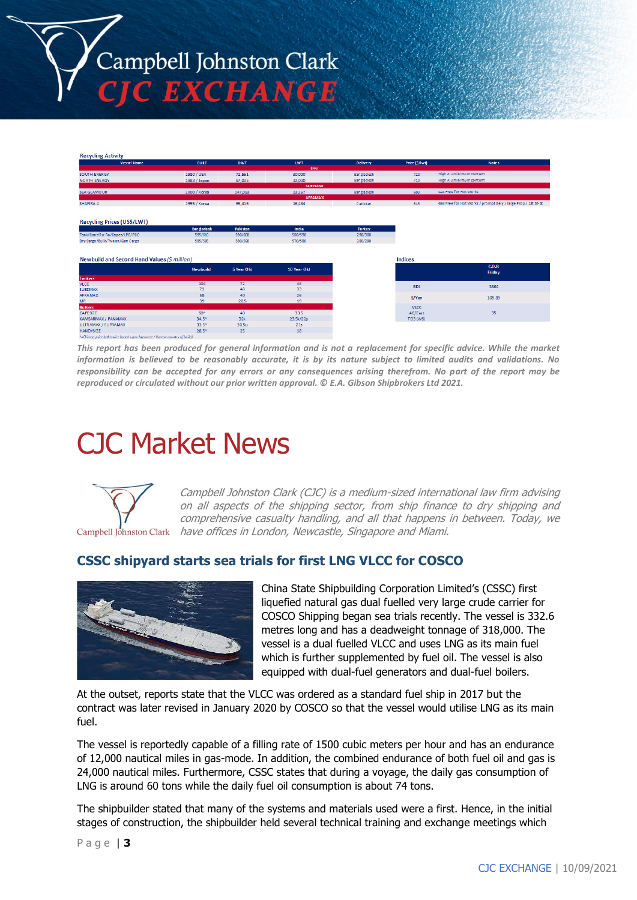## Recycling Activity

| Vessel Name | BUILT | DWT | LWT | Delivery | Price ($/lwt) | Notes |
|---|---|---|---|---|---|---|
| | | | LNG | | | |
| SOUTH ENERGY | 1980 / USA | 72,561 | 30,000 | Bangladesh | 720 | High Aluminimum content |
| NORTH ENERGY | 1983 / Japan | 67,005 | 32,000 | Bangladesh | 710 | High Aluminimum content |
| | | | SUEZMAX | | | |
| SEA GLAMOUR | 2000 / Korea | 147,093 | 23,267 | Bangladesh | 603 | Gas Free for Hot Works |
| | | | AFRAMAX | | | |
| SHAFIRA 4 | 1995 / Korea | 95,416 | 16,484 | Pakistan | 615 | Gas Free for Hot Works / prompt dely / large prop / 181 SS-SI |

## Recycling Prices (US$/LWT)

| | Bangladesh | Pakistan | India | Turkey |
|---|---|---|---|---|
| Tank/Cont/Ro-Ro/Capes/LPG/PCC | 595/610 | 590/600 | 580/590 | 290/300 |
| Dry Cargo/Bulk/Tween/Gen Cargo | 565/585 | 580/600 | 570/580 | 280/290 |

## Newbuild and Second Hand Values ($ million)

| | Newbuild | 5 Year Old | 10 Year Old |
|---|---|---|---|
| **Tankers** | | | |
| VLCC | 104 | 72 | 48 |
| SUEZMAX | 72 | 48 | 33 |
| AFRAMAX | 58 | 40 | 26 |
| MR | 39 | 28.5 | 19 |
| **Bulkers** | | | |
| CAPESIZE | 60^ | 40 | 33.5 |
| KAMSARMAX / PANAMAX | 34.5^ | 32k | 23.5k/22p |
| ULTRAMAX / SUPRAMAX | 33.5^ | 30.5u | 21s |
| HANDYSIZE | 28.5^ | 25 | 18 |

^=Chinese price (otherwise based upon Japanese / Korean country of build)

## Indices

| | C.O.B Friday |
|---|---|
| BDI | 3864 |
| $/Yen | 109.89 |
| VLCC AG/East TD3 (WS) | 35 |

*This report has been produced for general information and is not a replacement for specific advice. While the market information is believed to be reasonably accurate, it is by its nature subject to limited audits and validations. No responsibility can be accepted for any errors or any consequences arising therefrom. No part of the report may be reproduced or circulated without our prior written approval. © E.A. Gibson Shipbrokers Ltd 2021.*

# CJC Market News

*Campbell Johnston Clark (CJC) is a medium-sized international law firm advising on all aspects of the shipping sector, from ship finance to dry shipping and comprehensive casualty handling, and all that happens in between. Today, we have offices in London, Newcastle, Singapore and Miami.*

## CSSC shipyard starts sea trials for first LNG VLCC for COSCO

China State Shipbuilding Corporation Limited's (CSSC) first liquefied natural gas dual fuelled very large crude carrier for COSCO Shipping began sea trials recently. The vessel is 332.6 metres long and has a deadweight tonnage of 318,000. The vessel is a dual fuelled VLCC and uses LNG as its main fuel which is further supplemented by fuel oil. The vessel is also equipped with dual-fuel generators and dual-fuel boilers.

At the outset, reports state that the VLCC was ordered as a standard fuel ship in 2017 but the contract was later revised in January 2020 by COSCO so that the vessel would utilise LNG as its main fuel.

The vessel is reportedly capable of a filling rate of 1500 cubic meters per hour and has an endurance of 12,000 nautical miles in gas-mode. In addition, the combined endurance of both fuel oil and gas is 24,000 nautical miles. Furthermore, CSSC states that during a voyage, the daily gas consumption of LNG is around 60 tons while the daily fuel oil consumption is about 74 tons.

The shipbuilder stated that many of the systems and materials used were a first. Hence, in the initial stages of construction, the shipbuilder held several technical training and exchange meetings which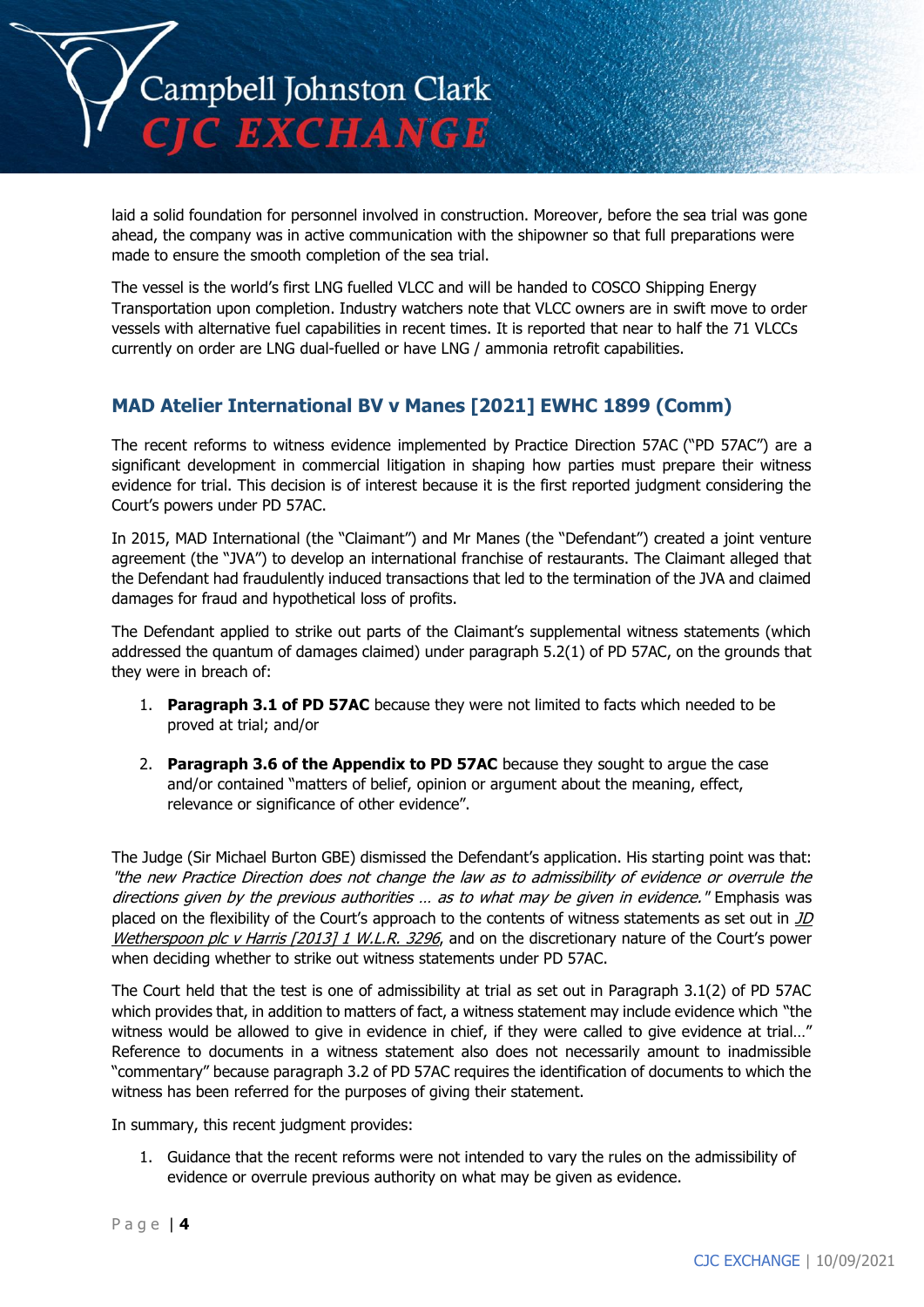laid a solid foundation for personnel involved in construction. Moreover, before the sea trial was gone ahead, the company was in active communication with the shipowner so that full preparations were made to ensure the smooth completion of the sea trial.

The vessel is the world's first LNG fuelled VLCC and will be handed to COSCO Shipping Energy Transportation upon completion. Industry watchers note that VLCC owners are in swift move to order vessels with alternative fuel capabilities in recent times. It is reported that near to half the 71 VLCCs currently on order are LNG dual-fuelled or have LNG / ammonia retrofit capabilities.

## MAD Atelier International BV v Manes [2021] EWHC 1899 (Comm)

The recent reforms to witness evidence implemented by Practice Direction 57AC ("PD 57AC") are a significant development in commercial litigation in shaping how parties must prepare their witness evidence for trial. This decision is of interest because it is the first reported judgment considering the Court's powers under PD 57AC.

In 2015, MAD International (the "Claimant") and Mr Manes (the "Defendant") created a joint venture agreement (the "JVA") to develop an international franchise of restaurants. The Claimant alleged that the Defendant had fraudulently induced transactions that led to the termination of the JVA and claimed damages for fraud and hypothetical loss of profits.

The Defendant applied to strike out parts of the Claimant's supplemental witness statements (which addressed the quantum of damages claimed) under paragraph 5.2(1) of PD 57AC, on the grounds that they were in breach of:

1. **Paragraph 3.1 of PD 57AC** because they were not limited to facts which needed to be proved at trial; and/or
2. **Paragraph 3.6 of the Appendix to PD 57AC** because they sought to argue the case and/or contained "matters of belief, opinion or argument about the meaning, effect, relevance or significance of other evidence".

The Judge (Sir Michael Burton GBE) dismissed the Defendant's application. His starting point was that: *"the new Practice Direction does not change the law as to admissibility of evidence or overrule the directions given by the previous authorities … as to what may be given in evidence."* Emphasis was placed on the flexibility of the Court's approach to the contents of witness statements as set out in *JD Wetherspoon plc v Harris [2013] 1 W.L.R. 3296*, and on the discretionary nature of the Court's power when deciding whether to strike out witness statements under PD 57AC.

The Court held that the test is one of admissibility at trial as set out in Paragraph 3.1(2) of PD 57AC which provides that, in addition to matters of fact, a witness statement may include evidence which "the witness would be allowed to give in evidence in chief, if they were called to give evidence at trial…" Reference to documents in a witness statement also does not necessarily amount to inadmissible "commentary" because paragraph 3.2 of PD 57AC requires the identification of documents to which the witness has been referred for the purposes of giving their statement.

In summary, this recent judgment provides:

1. Guidance that the recent reforms were not intended to vary the rules on the admissibility of evidence or overrule previous authority on what may be given as evidence.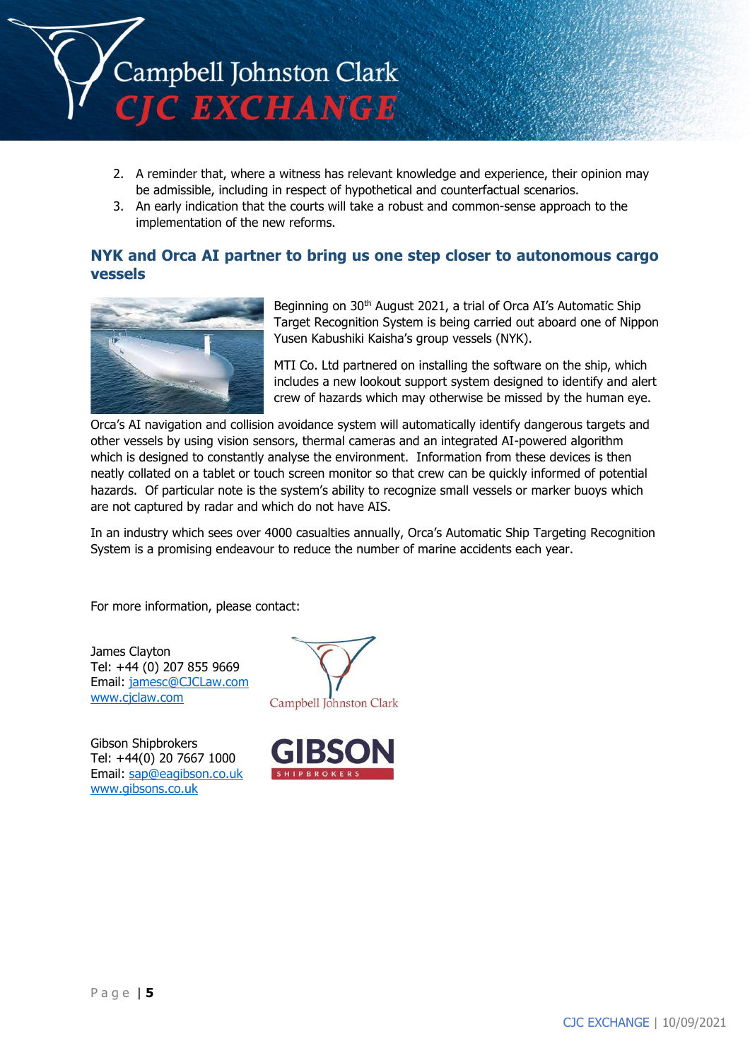2. A reminder that, where a witness has relevant knowledge and experience, their opinion may be admissible, including in respect of hypothetical and counterfactual scenarios.
3. An early indication that the courts will take a robust and common-sense approach to the implementation of the new reforms.

## NYK and Orca AI partner to bring us one step closer to autonomous cargo vessels

Beginning on 30th August 2021, a trial of Orca AI's Automatic Ship Target Recognition System is being carried out aboard one of Nippon Yusen Kabushiki Kaisha's group vessels (NYK).

MTI Co. Ltd partnered on installing the software on the ship, which includes a new lookout support system designed to identify and alert crew of hazards which may otherwise be missed by the human eye.

Orca's AI navigation and collision avoidance system will automatically identify dangerous targets and other vessels by using vision sensors, thermal cameras and an integrated AI-powered algorithm which is designed to constantly analyse the environment. Information from these devices is then neatly collated on a tablet or touch screen monitor so that crew can be quickly informed of potential hazards. Of particular note is the system's ability to recognize small vessels or marker buoys which are not captured by radar and which do not have AIS.

In an industry which sees over 4000 casualties annually, Orca's Automatic Ship Targeting Recognition System is a promising endeavour to reduce the number of marine accidents each year.

For more information, please contact:

James Clayton
Tel: +44 (0) 207 855 9669
Email: jamesc@CJCLaw.com
www.cjclaw.com

Gibson Shipbrokers
Tel: +44(0) 20 7667 1000
Email: sap@eagibson.co.uk
www.gibsons.co.uk